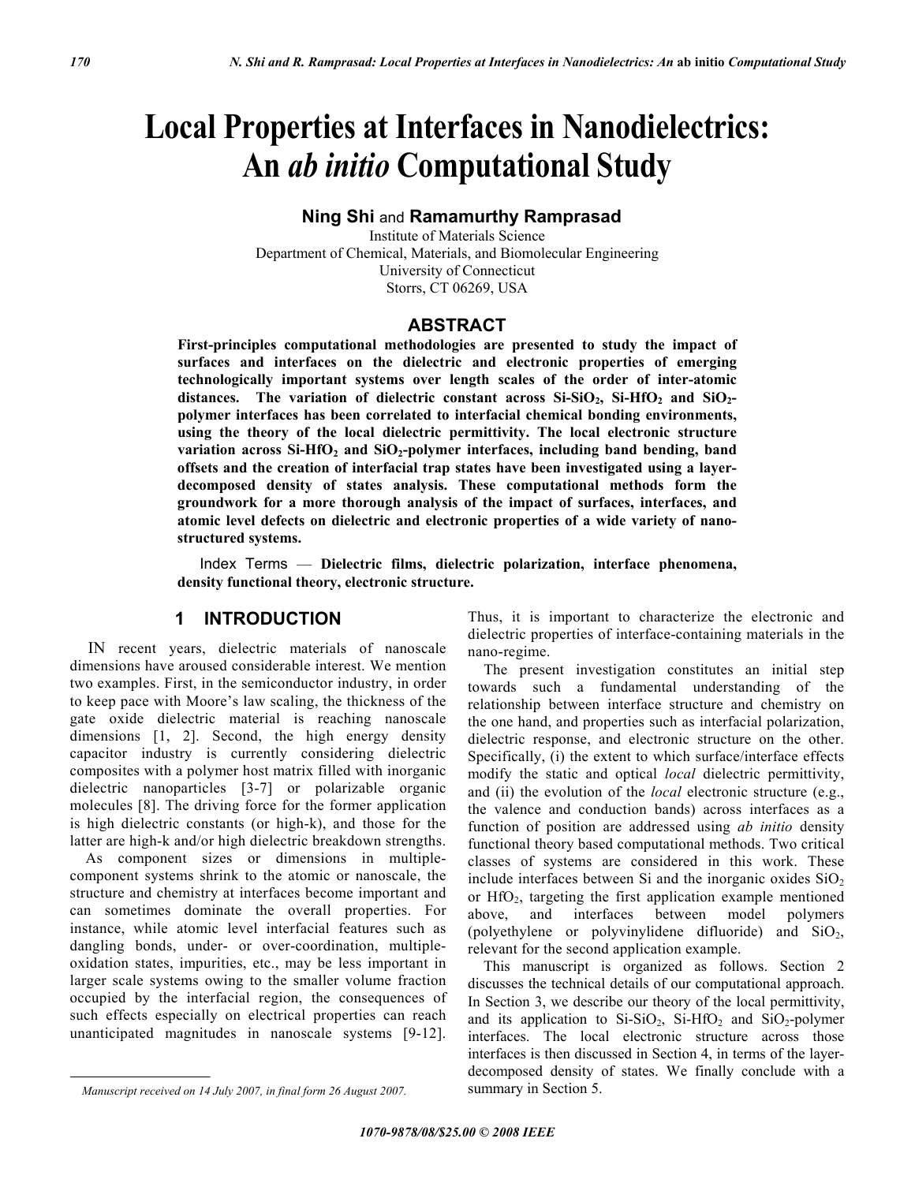# Local Properties at Interfaces in Nanodielectrics: An *ab initio* Computational Study

**Ning Shi** and **Ramamurthy Ramprasad**

Institute of Materials Science
Department of Chemical, Materials, and Biomolecular Engineering
University of Connecticut
Storrs, CT 06269, USA

## ABSTRACT

**First-principles computational methodologies are presented to study the impact of surfaces and interfaces on the dielectric and electronic properties of emerging technologically important systems over length scales of the order of inter-atomic distances. The variation of dielectric constant across Si-$SiO_2$, Si-$HfO_2$ and $SiO_2$-polymer interfaces has been correlated to interfacial chemical bonding environments, using the theory of the local dielectric permittivity. The local electronic structure variation across Si-$HfO_2$ and $SiO_2$-polymer interfaces, including band bending, band offsets and the creation of interfacial trap states have been investigated using a layer-decomposed density of states analysis. These computational methods form the groundwork for a more thorough analysis of the impact of surfaces, interfaces, and atomic level defects on dielectric and electronic properties of a wide variety of nano-structured systems.**

Index Terms — **Dielectric films, dielectric polarization, interface phenomena, density functional theory, electronic structure.**

## 1 INTRODUCTION

IN recent years, dielectric materials of nanoscale dimensions have aroused considerable interest. We mention two examples. First, in the semiconductor industry, in order to keep pace with Moore's law scaling, the thickness of the gate oxide dielectric material is reaching nanoscale dimensions [1, 2]. Second, the high energy density capacitor industry is currently considering dielectric composites with a polymer host matrix filled with inorganic dielectric nanoparticles [3-7] or polarizable organic molecules [8]. The driving force for the former application is high dielectric constants (or high-k), and those for the latter are high-k and/or high dielectric breakdown strengths.

As component sizes or dimensions in multiple-component systems shrink to the atomic or nanoscale, the structure and chemistry at interfaces become important and can sometimes dominate the overall properties. For instance, while atomic level interfacial features such as dangling bonds, under- or over-coordination, multiple-oxidation states, impurities, etc., may be less important in larger scale systems owing to the smaller volume fraction occupied by the interfacial region, the consequences of such effects especially on electrical properties can reach unanticipated magnitudes in nanoscale systems [9-12]. Thus, it is important to characterize the electronic and dielectric properties of interface-containing materials in the nano-regime.

The present investigation constitutes an initial step towards such a fundamental understanding of the relationship between interface structure and chemistry on the one hand, and properties such as interfacial polarization, dielectric response, and electronic structure on the other. Specifically, (i) the extent to which surface/interface effects modify the static and optical *local* dielectric permittivity, and (ii) the evolution of the *local* electronic structure (e.g., the valence and conduction bands) across interfaces as a function of position are addressed using *ab initio* density functional theory based computational methods. Two critical classes of systems are considered in this work. These include interfaces between Si and the inorganic oxides $SiO_2$ or $HfO_2$, targeting the first application example mentioned above, and interfaces between model polymers (polyethylene or polyvinylidene difluoride) and $SiO_2$, relevant for the second application example.

This manuscript is organized as follows. Section 2 discusses the technical details of our computational approach. In Section 3, we describe our theory of the local permittivity, and its application to Si-$SiO_2$, Si-$HfO_2$ and $SiO_2$-polymer interfaces. The local electronic structure across those interfaces is then discussed in Section 4, in terms of the layer-decomposed density of states. We finally conclude with a summary in Section 5.

*Manuscript received on 14 July 2007, in final form 26 August 2007.*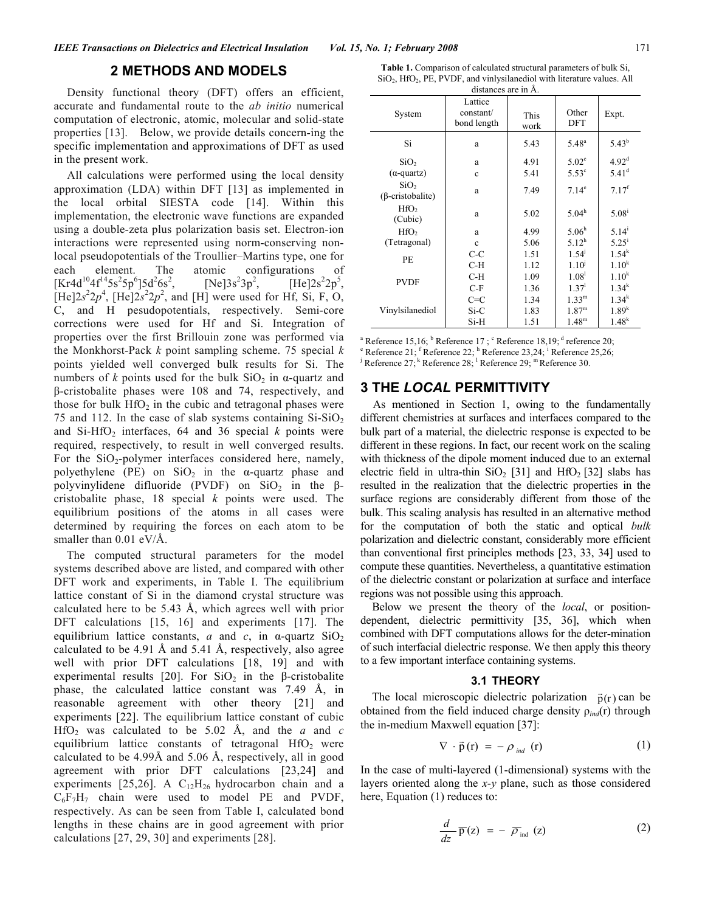## 2 METHODS AND MODELS

Density functional theory (DFT) offers an efficient, accurate and fundamental route to the *ab initio* numerical computation of electronic, atomic, molecular and solid-state properties [13]. Below, we provide details concern-ing the specific implementation and approximations of DFT as used in the present work.

All calculations were performed using the local density approximation (LDA) within DFT [13] as implemented in the local orbital SIESTA code [14]. Within this implementation, the electronic wave functions are expanded using a double-zeta plus polarization basis set. Electron-ion interactions were represented using norm-conserving non-local pseudopotentials of the Troullier–Martins type, one for each element. The atomic configurations of $[Kr4d^{10}4f^{14}5s^{2}5p^{6}]5d^{2}6s^{2}$, $[Ne]3s^{2}3p^{2}$, $[He]2s^{2}2p^{5}$, $[He]2s^{2}2p^{4}$, $[He]2s^{2}2p^{2}$, and [H] were used for Hf, Si, F, O, C, and H pesudopotentials, respectively. Semi-core corrections were used for Hf and Si. Integration of properties over the first Brillouin zone was performed via the Monkhorst-Pack *k* point sampling scheme. 75 special *k* points yielded well converged bulk results for Si. The numbers of *k* points used for the bulk $SiO_2$ in α-quartz and β-cristobalite phases were 108 and 74, respectively, and those for bulk $HfO_2$ in the cubic and tetragonal phases were 75 and 112. In the case of slab systems containing Si-$SiO_2$ and Si-$HfO_2$ interfaces, 64 and 36 special *k* points were required, respectively, to result in well converged results. For the $SiO_2$-polymer interfaces considered here, namely, polyethylene (PE) on $SiO_2$ in the α-quartz phase and polyvinylidene difluoride (PVDF) on $SiO_2$ in the β-cristobalite phase, 18 special *k* points were used. The equilibrium positions of the atoms in all cases were determined by requiring the forces on each atom to be smaller than 0.01 eV/Å.

The computed structural parameters for the model systems described above are listed, and compared with other DFT work and experiments, in Table I. The equilibrium lattice constant of Si in the diamond crystal structure was calculated here to be 5.43 Å, which agrees well with prior DFT calculations [15, 16] and experiments [17]. The equilibrium lattice constants, *a* and *c*, in α-quartz $SiO_2$ calculated to be 4.91 Å and 5.41 Å, respectively, also agree well with prior DFT calculations [18, 19] and with experimental results [20]. For $SiO_2$ in the β-cristobalite phase, the calculated lattice constant was 7.49 Å, in reasonable agreement with other theory [21] and experiments [22]. The equilibrium lattice constant of cubic $HfO_2$ was calculated to be 5.02 Å, and the *a* and *c* equilibrium lattice constants of tetragonal $HfO_2$ were calculated to be 4.99Å and 5.06 Å, respectively, all in good agreement with prior DFT calculations [23,24] and experiments [25,26]. A $C_{12}H_{26}$ hydrocarbon chain and a $C_6F_7H_7$ chain were used to model PE and PVDF, respectively. As can be seen from Table I, calculated bond lengths in these chains are in good agreement with prior calculations [27, 29, 30] and experiments [28].

**Table 1.** Comparison of calculated structural parameters of bulk Si, $SiO_2$, $HfO_2$, PE, PVDF, and vinylsilanediol with literature values. All distances are in Å.

| System | Lattice constant/ bond length | This work | Other DFT | Expt. |
|---|---|---|---|---|
| Si | a | 5.43 | 5.48[a] | 5.43[b] |
| $SiO_2$ (α-quartz) | a | 4.91 | 5.02[c] | 4.92[d] |
| | c | 5.41 | 5.53[c] | 5.41[d] |
| $SiO_2$ (β-cristobalite) | a | 7.49 | 7.14[e] | 7.17[f] |
| $HfO_2$ (Cubic) | a | 5.02 | 5.04[h] | 5.08[i] |
| $HfO_2$ (Tetragonal) | a | 4.99 | 5.06[h] | 5.14[i] |
| | c | 5.06 | 5.12[h] | 5.25[i] |
| PE | C-C | 1.51 | 1.54[j] | 1.54[k] |
| | C-H | 1.12 | 1.10[j] | 1.10[k] |
| PVDF | C-H | 1.09 | 1.08[l] | 1.10[k] |
| | C-F | 1.36 | 1.37[l] | 1.34[k] |
| Vinylsilanediol | C=C | 1.34 | 1.33[m] | 1.34[k] |
| | Si-C | 1.83 | 1.87[m] | 1.89[k] |
| | Si-H | 1.51 | 1.48[m] | 1.48[k] |

[a] Reference 15,16; [b] Reference 17 ; [c] Reference 18,19; [d] reference 20; [e] Reference 21; [f] Reference 22; [h] Reference 23,24; [i] Reference 25,26; [j] Reference 27; [k] Reference 28; [l] Reference 29; [m] Reference 30.

## 3 THE *LOCAL* PERMITTIVITY

As mentioned in Section 1, owing to the fundamentally different chemistries at surfaces and interfaces compared to the bulk part of a material, the dielectric response is expected to be different in these regions. In fact, our recent work on the scaling with thickness of the dipole moment induced due to an external electric field in ultra-thin $SiO_2$ [31] and $HfO_2$ [32] slabs has resulted in the realization that the dielectric properties in the surface regions are considerably different from those of the bulk. This scaling analysis has resulted in an alternative method for the computation of both the static and optical *bulk* polarization and dielectric constant, considerably more efficient than conventional first principles methods [23, 33, 34] used to compute these quantities. Nevertheless, a quantitative estimation of the dielectric constant or polarization at surface and interface regions was not possible using this approach.

Below we present the theory of the *local*, or position-dependent, dielectric permittivity [35, 36], which when combined with DFT computations allows for the deter-mination of such interfacial dielectric response. We then apply this theory to a few important interface containing systems.

### 3.1 THEORY

The local microscopic dielectric polarization $\vec{p}(r)$ can be obtained from the field induced charge density $\rho_{ind}(r)$ through the in-medium Maxwell equation [37]:

$$\nabla \cdot \vec{p}(r) = -\rho_{ind}(r) \tag{1}$$

In the case of multi-layered (1-dimensional) systems with the layers oriented along the *x-y* plane, such as those considered here, Equation (1) reduces to:

$$\frac{d}{dz}\,\overline{p}(z) = -\,\overline{\rho}_{ind}(z) \tag{2}$$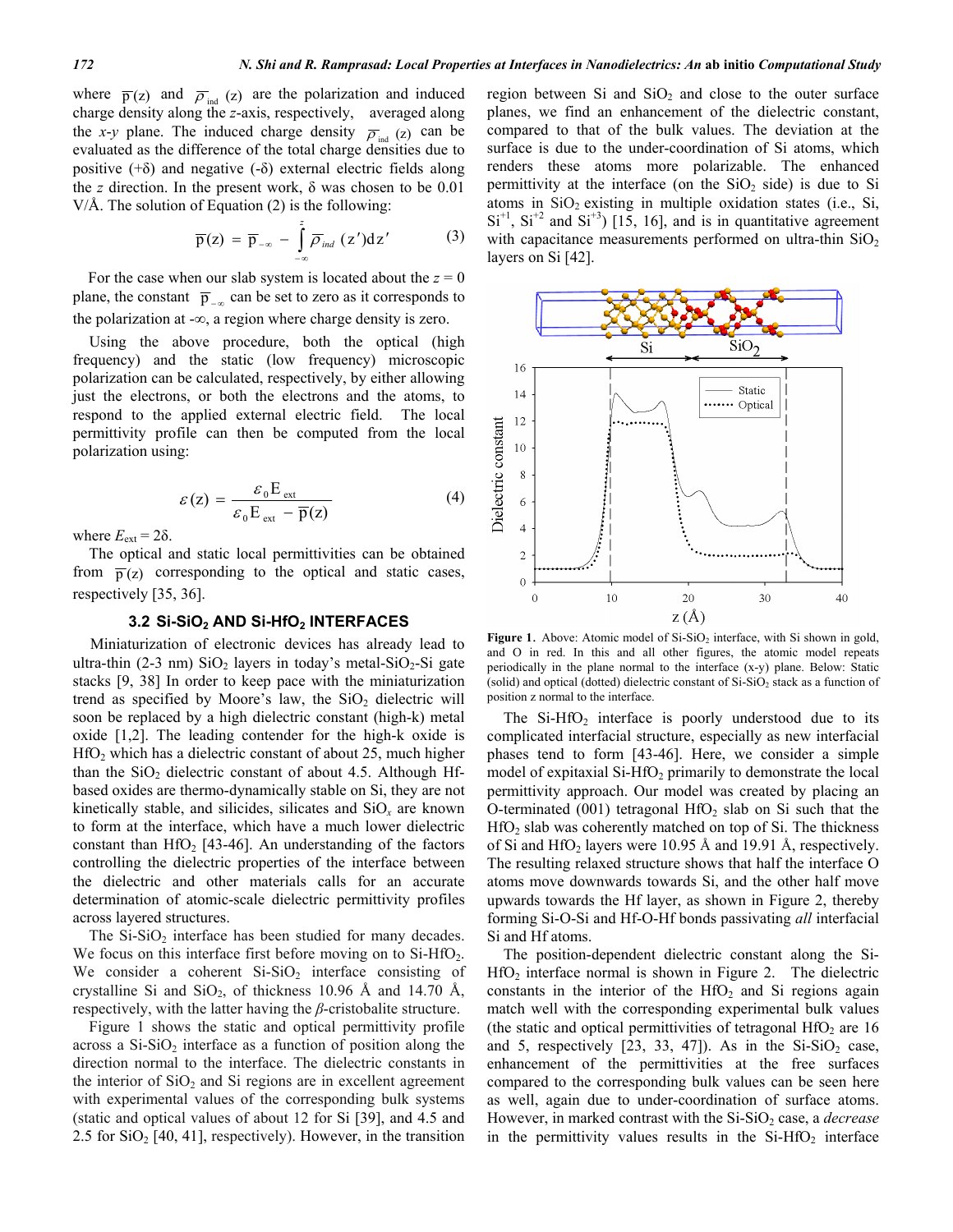where $\overline{p}(z)$ and $\overline{\rho}_{ind}(z)$ are the polarization and induced charge density along the *z*-axis, respectively, averaged along the *x*-*y* plane. The induced charge density $\overline{\rho}_{ind}(z)$ can be evaluated as the difference of the total charge densities due to positive (+δ) and negative (-δ) external electric fields along the *z* direction. In the present work, δ was chosen to be 0.01 V/Å. The solution of Equation (2) is the following:

$$\overline{p}(z) = \overline{p}_{-\infty} - \int_{-\infty}^{z} \overline{\rho}_{ind}(z')dz' \qquad (3)$$

For the case when our slab system is located about the $z = 0$ plane, the constant $\overline{p}_{-\infty}$ can be set to zero as it corresponds to the polarization at -∞, a region where charge density is zero.

Using the above procedure, both the optical (high frequency) and the static (low frequency) microscopic polarization can be calculated, respectively, by either allowing just the electrons, or both the electrons and the atoms, to respond to the applied external electric field. The local permittivity profile can then be computed from the local polarization using:

$$\varepsilon(z) = \frac{\varepsilon_0 E_{ext}}{\varepsilon_0 E_{ext} - \overline{p}(z)} \qquad (4)$$

where $E_{ext} = 2\delta$.

The optical and static local permittivities can be obtained from $\overline{p}(z)$ corresponding to the optical and static cases, respectively [35, 36].

### 3.2 Si-$SiO_2$ AND Si-$HfO_2$ INTERFACES

Miniaturization of electronic devices has already lead to ultra-thin (2-3 nm) $SiO_2$ layers in today's metal-$SiO_2$-Si gate stacks [9, 38] In order to keep pace with the miniaturization trend as specified by Moore's law, the $SiO_2$ dielectric will soon be replaced by a high dielectric constant (high-k) metal oxide [1,2]. The leading contender for the high-k oxide is $HfO_2$ which has a dielectric constant of about 25, much higher than the $SiO_2$ dielectric constant of about 4.5. Although Hf-based oxides are thermo-dynamically stable on Si, they are not kinetically stable, and silicides, silicates and $SiO_x$ are known to form at the interface, which have a much lower dielectric constant than $HfO_2$ [43-46]. An understanding of the factors controlling the dielectric properties of the interface between the dielectric and other materials calls for an accurate determination of atomic-scale dielectric permittivity profiles across layered structures.

The Si-$SiO_2$ interface has been studied for many decades. We focus on this interface first before moving on to Si-$HfO_2$. We consider a coherent Si-$SiO_2$ interface consisting of crystalline Si and $SiO_2$, of thickness 10.96 Å and 14.70 Å, respectively, with the latter having the *β*-cristobalite structure.

Figure 1 shows the static and optical permittivity profile across a Si-$SiO_2$ interface as a function of position along the direction normal to the interface. The dielectric constants in the interior of $SiO_2$ and Si regions are in excellent agreement with experimental values of the corresponding bulk systems (static and optical values of about 12 for Si [39], and 4.5 and 2.5 for $SiO_2$ [40, 41], respectively). However, in the transition region between Si and $SiO_2$ and close to the outer surface planes, we find an enhancement of the dielectric constant, compared to that of the bulk values. The deviation at the surface is due to the under-coordination of Si atoms, which renders these atoms more polarizable. The enhanced permittivity at the interface (on the $SiO_2$ side) is due to Si atoms in $SiO_2$ existing in multiple oxidation states (i.e., Si, $Si^{+1}$, $Si^{+2}$ and $Si^{+3}$) [15, 16], and is in quantitative agreement with capacitance measurements performed on ultra-thin $SiO_2$ layers on Si [42].

**Figure 1.** Above: Atomic model of Si-$SiO_2$ interface, with Si shown in gold, and O in red. In this and all other figures, the atomic model repeats periodically in the plane normal to the interface (x-y) plane. Below: Static (solid) and optical (dotted) dielectric constant of Si-$SiO_2$ stack as a function of position z normal to the interface.

The Si-$HfO_2$ interface is poorly understood due to its complicated interfacial structure, especially as new interfacial phases tend to form [43-46]. Here, we consider a simple model of expitaxial Si-$HfO_2$ primarily to demonstrate the local permittivity approach. Our model was created by placing an O-terminated (001) tetragonal $HfO_2$ slab on Si such that the $HfO_2$ slab was coherently matched on top of Si. The thickness of Si and $HfO_2$ layers were 10.95 Å and 19.91 Å, respectively. The resulting relaxed structure shows that half the interface O atoms move downwards towards Si, and the other half move upwards towards the Hf layer, as shown in Figure 2, thereby forming Si-O-Si and Hf-O-Hf bonds passivating *all* interfacial Si and Hf atoms.

The position-dependent dielectric constant along the Si-$HfO_2$ interface normal is shown in Figure 2. The dielectric constants in the interior of the $HfO_2$ and Si regions again match well with the corresponding experimental bulk values (the static and optical permittivities of tetragonal $HfO_2$ are 16 and 5, respectively [23, 33, 47]). As in the Si-$SiO_2$ case, enhancement of the permittivities at the free surfaces compared to the corresponding bulk values can be seen here as well, again due to under-coordination of surface atoms. However, in marked contrast with the Si-$SiO_2$ case, a *decrease* in the permittivity values results in the Si-$HfO_2$ interface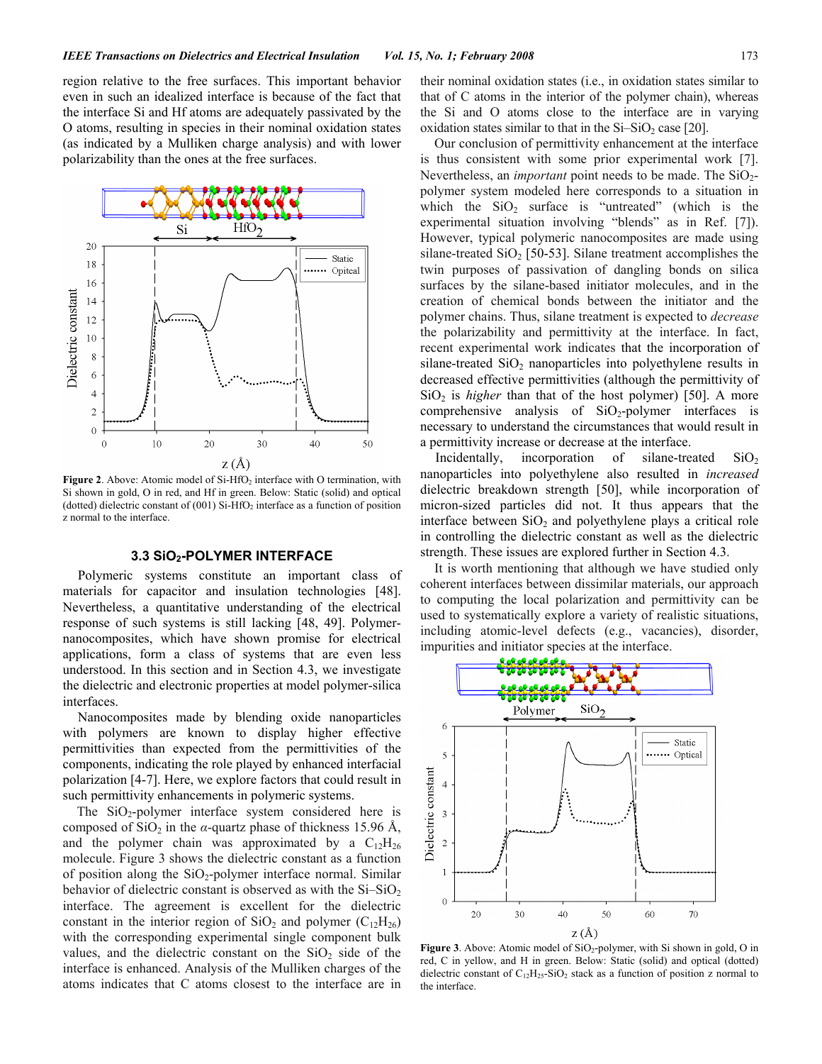region relative to the free surfaces. This important behavior even in such an idealized interface is because of the fact that the interface Si and Hf atoms are adequately passivated by the O atoms, resulting in species in their nominal oxidation states (as indicated by a Mulliken charge analysis) and with lower polarizability than the ones at the free surfaces.

**Figure 2**. Above: Atomic model of Si-$HfO_2$ interface with O termination, with Si shown in gold, O in red, and Hf in green. Below: Static (solid) and optical (dotted) dielectric constant of (001) Si-$HfO_2$ interface as a function of position z normal to the interface.

### 3.3 $SiO_2$-POLYMER INTERFACE

Polymeric systems constitute an important class of materials for capacitor and insulation technologies [48]. Nevertheless, a quantitative understanding of the electrical response of such systems is still lacking [48, 49]. Polymer-nanocomposites, which have shown promise for electrical applications, form a class of systems that are even less understood. In this section and in Section 4.3, we investigate the dielectric and electronic properties at model polymer-silica interfaces.

Nanocomposites made by blending oxide nanoparticles with polymers are known to display higher effective permittivities than expected from the permittivities of the components, indicating the role played by enhanced interfacial polarization [4-7]. Here, we explore factors that could result in such permittivity enhancements in polymeric systems.

The $SiO_2$-polymer interface system considered here is composed of $SiO_2$ in the *α*-quartz phase of thickness 15.96 Å, and the polymer chain was approximated by a $C_{12}H_{26}$ molecule. Figure 3 shows the dielectric constant as a function of position along the $SiO_2$-polymer interface normal. Similar behavior of dielectric constant is observed as with the Si–$SiO_2$ interface. The agreement is excellent for the dielectric constant in the interior region of $SiO_2$ and polymer ($C_{12}H_{26}$) with the corresponding experimental single component bulk values, and the dielectric constant on the $SiO_2$ side of the interface is enhanced. Analysis of the Mulliken charges of the atoms indicates that C atoms closest to the interface are in their nominal oxidation states (i.e., in oxidation states similar to that of C atoms in the interior of the polymer chain), whereas the Si and O atoms close to the interface are in varying oxidation states similar to that in the Si–$SiO_2$ case [20].

Our conclusion of permittivity enhancement at the interface is thus consistent with some prior experimental work [7]. Nevertheless, an *important* point needs to be made. The $SiO_2$-polymer system modeled here corresponds to a situation in which the $SiO_2$ surface is "untreated" (which is the experimental situation involving "blends" as in Ref. [7]). However, typical polymeric nanocomposites are made using silane-treated $SiO_2$ [50-53]. Silane treatment accomplishes the twin purposes of passivation of dangling bonds on silica surfaces by the silane-based initiator molecules, and in the creation of chemical bonds between the initiator and the polymer chains. Thus, silane treatment is expected to *decrease* the polarizability and permittivity at the interface. In fact, recent experimental work indicates that the incorporation of silane-treated $SiO_2$ nanoparticles into polyethylene results in decreased effective permittivities (although the permittivity of $SiO_2$ is *higher* than that of the host polymer) [50]. A more comprehensive analysis of $SiO_2$-polymer interfaces is necessary to understand the circumstances that would result in a permittivity increase or decrease at the interface.

Incidentally, incorporation of silane-treated $SiO_2$ nanoparticles into polyethylene also resulted in *increased* dielectric breakdown strength [50], while incorporation of micron-sized particles did not. It thus appears that the interface between $SiO_2$ and polyethylene plays a critical role in controlling the dielectric constant as well as the dielectric strength. These issues are explored further in Section 4.3.

It is worth mentioning that although we have studied only coherent interfaces between dissimilar materials, our approach to computing the local polarization and permittivity can be used to systematically explore a variety of realistic situations, including atomic-level defects (e.g., vacancies), disorder, impurities and initiator species at the interface.

**Figure 3**. Above: Atomic model of $SiO_2$-polymer, with Si shown in gold, O in red, C in yellow, and H in green. Below: Static (solid) and optical (dotted) dielectric constant of $C_{12}H_{25}$-$SiO_2$ stack as a function of position z normal to the interface.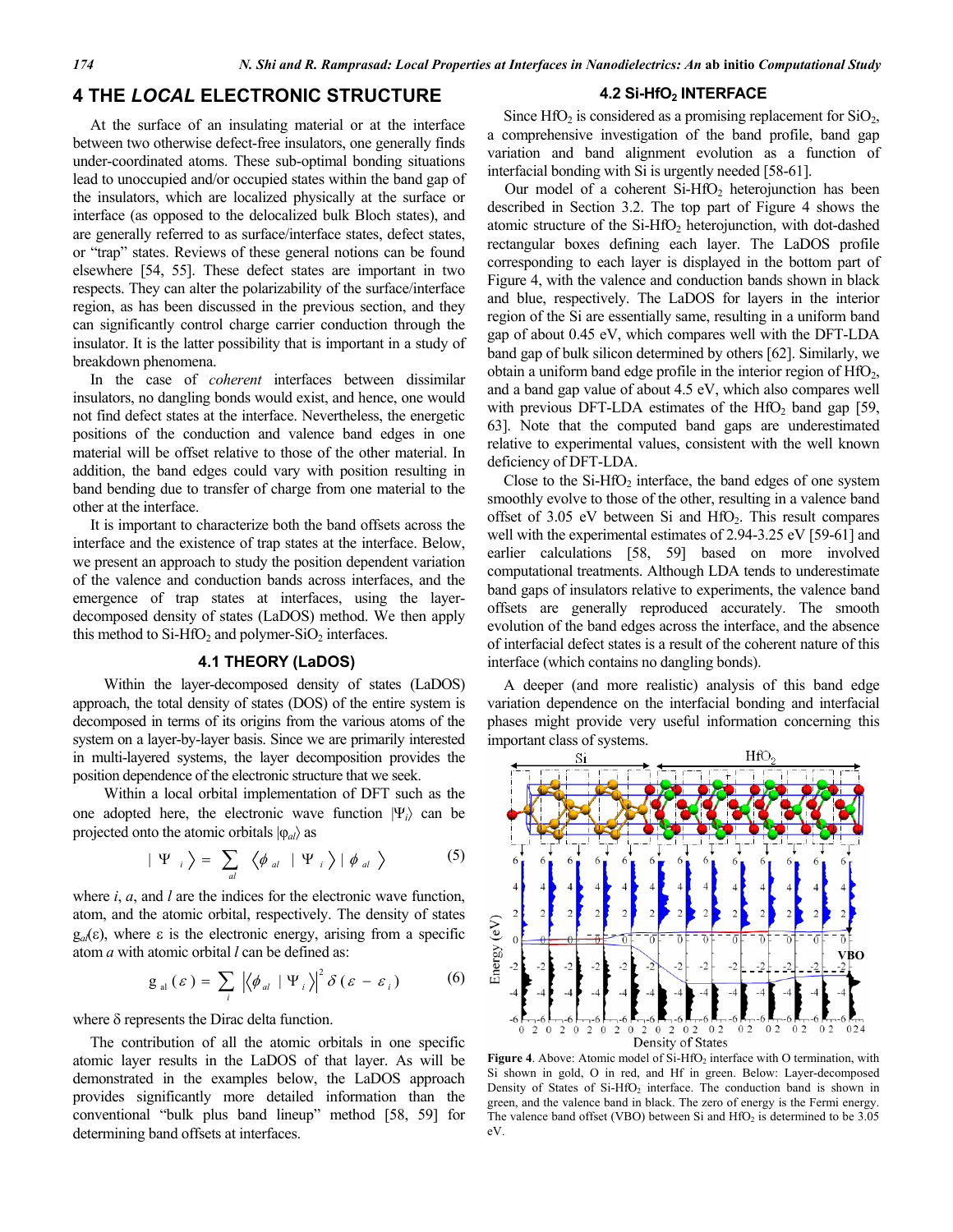## 4 THE *LOCAL* ELECTRONIC STRUCTURE

At the surface of an insulating material or at the interface between two otherwise defect-free insulators, one generally finds under-coordinated atoms. These sub-optimal bonding situations lead to unoccupied and/or occupied states within the band gap of the insulators, which are localized physically at the surface or interface (as opposed to the delocalized bulk Bloch states), and are generally referred to as surface/interface states, defect states, or "trap" states. Reviews of these general notions can be found elsewhere [54, 55]. These defect states are important in two respects. They can alter the polarizability of the surface/interface region, as has been discussed in the previous section, and they can significantly control charge carrier conduction through the insulator. It is the latter possibility that is important in a study of breakdown phenomena.

In the case of *coherent* interfaces between dissimilar insulators, no dangling bonds would exist, and hence, one would not find defect states at the interface. Nevertheless, the energetic positions of the conduction and valence band edges in one material will be offset relative to those of the other material. In addition, the band edges could vary with position resulting in band bending due to transfer of charge from one material to the other at the interface.

It is important to characterize both the band offsets across the interface and the existence of trap states at the interface. Below, we present an approach to study the position dependent variation of the valence and conduction bands across interfaces, and the emergence of trap states at interfaces, using the layer-decomposed density of states (LaDOS) method. We then apply this method to Si-$HfO_2$ and polymer-$SiO_2$ interfaces.

### 4.1 THEORY (LaDOS)

Within the layer-decomposed density of states (LaDOS) approach, the total density of states (DOS) of the entire system is decomposed in terms of its origins from the various atoms of the system on a layer-by-layer basis. Since we are primarily interested in multi-layered systems, the layer decomposition provides the position dependence of the electronic structure that we seek.

Within a local orbital implementation of DFT such as the one adopted here, the electronic wave function $|\Psi_i\rangle$ can be projected onto the atomic orbitals $|\varphi_{al}\rangle$ as

$$|\Psi_i\rangle = \sum_{al} \langle \phi_{al} | \Psi_i \rangle | \phi_{al} \rangle \tag{5}$$

where $i$, $a$, and $l$ are the indices for the electronic wave function, atom, and the atomic orbital, respectively. The density of states $g_{al}(\varepsilon)$, where $\varepsilon$ is the electronic energy, arising from a specific atom $a$ with atomic orbital $l$ can be defined as:

$$g_{al}(\varepsilon) = \sum_i \left| \langle \phi_{al} | \Psi_i \rangle \right|^2 \delta(\varepsilon - \varepsilon_i) \tag{6}$$

where $\delta$ represents the Dirac delta function.

The contribution of all the atomic orbitals in one specific atomic layer results in the LaDOS of that layer. As will be demonstrated in the examples below, the LaDOS approach provides significantly more detailed information than the conventional "bulk plus band lineup" method [58, 59] for determining band offsets at interfaces.

### 4.2 Si-$HfO_2$ INTERFACE

Since $HfO_2$ is considered as a promising replacement for $SiO_2$, a comprehensive investigation of the band profile, band gap variation and band alignment evolution as a function of interfacial bonding with Si is urgently needed [58-61].

Our model of a coherent Si-$HfO_2$ heterojunction has been described in Section 3.2. The top part of Figure 4 shows the atomic structure of the Si-$HfO_2$ heterojunction, with dot-dashed rectangular boxes defining each layer. The LaDOS profile corresponding to each layer is displayed in the bottom part of Figure 4, with the valence and conduction bands shown in black and blue, respectively. The LaDOS for layers in the interior region of the Si are essentially same, resulting in a uniform band gap of about 0.45 eV, which compares well with the DFT-LDA band gap of bulk silicon determined by others [62]. Similarly, we obtain a uniform band edge profile in the interior region of $HfO_2$, and a band gap value of about 4.5 eV, which also compares well with previous DFT-LDA estimates of the $HfO_2$ band gap [59, 63]. Note that the computed band gaps are underestimated relative to experimental values, consistent with the well known deficiency of DFT-LDA.

Close to the Si-$HfO_2$ interface, the band edges of one system smoothly evolve to those of the other, resulting in a valence band offset of 3.05 eV between Si and $HfO_2$. This result compares well with the experimental estimates of 2.94-3.25 eV [59-61] and earlier calculations [58, 59] based on more involved computational treatments. Although LDA tends to underestimate band gaps of insulators relative to experiments, the valence band offsets are generally reproduced accurately. The smooth evolution of the band edges across the interface, and the absence of interfacial defect states is a result of the coherent nature of this interface (which contains no dangling bonds).

A deeper (and more realistic) analysis of this band edge variation dependence on the interfacial bonding and interfacial phases might provide very useful information concerning this important class of systems.

Si
$HfO_2$
Energy (eV)
VBO
Density of States

**Figure 4**. Above: Atomic model of Si-$HfO_2$ interface with O termination, with Si shown in gold, O in red, and Hf in green. Below: Layer-decomposed Density of States of Si-$HfO_2$ interface. The conduction band is shown in green, and the valence band in black. The zero of energy is the Fermi energy. The valence band offset (VBO) between Si and $HfO_2$ is determined to be 3.05 eV.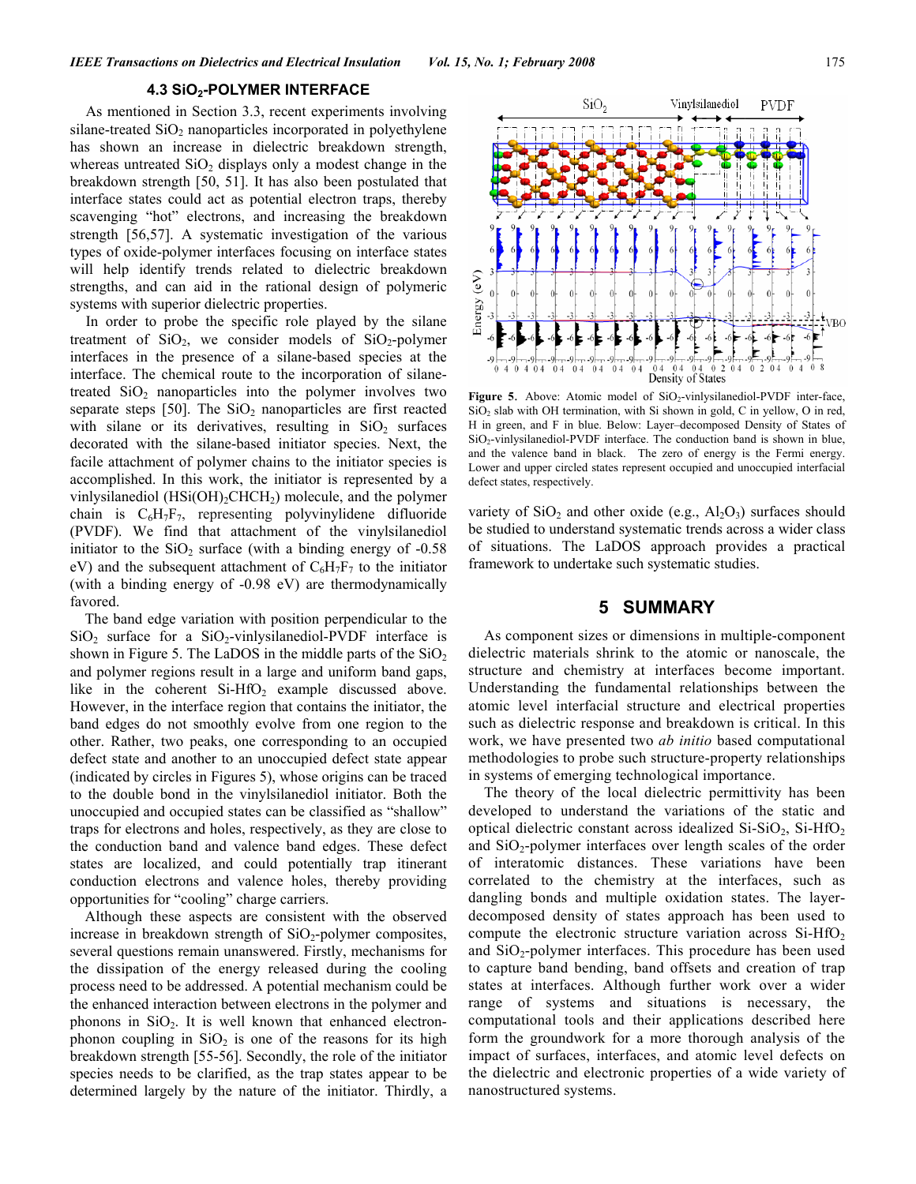### 4.3 $SiO_2$-POLYMER INTERFACE

As mentioned in Section 3.3, recent experiments involving silane-treated $SiO_2$ nanoparticles incorporated in polyethylene has shown an increase in dielectric breakdown strength, whereas untreated $SiO_2$ displays only a modest change in the breakdown strength [50, 51]. It has also been postulated that interface states could act as potential electron traps, thereby scavenging "hot" electrons, and increasing the breakdown strength [56,57]. A systematic investigation of the various types of oxide-polymer interfaces focusing on interface states will help identify trends related to dielectric breakdown strengths, and can aid in the rational design of polymeric systems with superior dielectric properties.

In order to probe the specific role played by the silane treatment of $SiO_2$, we consider models of $SiO_2$-polymer interfaces in the presence of a silane-based species at the interface. The chemical route to the incorporation of silane-treated $SiO_2$ nanoparticles into the polymer involves two separate steps [50]. The $SiO_2$ nanoparticles are first reacted with silane or its derivatives, resulting in $SiO_2$ surfaces decorated with the silane-based initiator species. Next, the facile attachment of polymer chains to the initiator species is accomplished. In this work, the initiator is represented by a vinlysilanediol ($HSi(OH)_2CHCH_2$) molecule, and the polymer chain is $C_6H_7F_7$, representing polyvinlidene difluoride (PVDF). We find that attachment of the vinlysilanediol initiator to the $SiO_2$ surface (with a binding energy of -0.58 eV) and the subsequent attachment of $C_6H_7F_7$ to the initiator (with a binding energy of -0.98 eV) are thermodynamically favored.

The band edge variation with position perpendicular to the $SiO_2$ surface for a $SiO_2$-vinlysilanediol-PVDF interface is shown in Figure 5. The LaDOS in the middle parts of the $SiO_2$ and polymer regions result in a large and uniform band gaps, like in the coherent Si-$HfO_2$ example discussed above. However, in the interface region that contains the initiator, the band edges do not smoothly evolve from one region to the other. Rather, two peaks, one corresponding to an occupied defect state and another to an unoccupied defect state appear (indicated by circles in Figures 5), whose origins can be traced to the double bond in the vinlysilanediol initiator. Both the unoccupied and occupied states can be classified as "shallow" traps for electrons and holes, respectively, as they are close to the conduction band and valence band edges. These defect states are localized, and could potentially trap itinerant conduction electrons and valence holes, thereby providing opportunities for "cooling" charge carriers.

Although these aspects are consistent with the observed increase in breakdown strength of $SiO_2$-polymer composites, several questions remain unanswered. Firstly, mechanisms for the dissipation of the energy released during the cooling process need to be addressed. A potential mechanism could be the enhanced interaction between electrons in the polymer and phonons in $SiO_2$. It is well known that enhanced electron-phonon coupling in $SiO_2$ is one of the reasons for its high breakdown strength [55-56]. Secondly, the role of the initiator species needs to be clarified, as the trap states appear to be determined largely by the nature of the initiator. Thirdly, a variety of $SiO_2$ and other oxide (e.g., $Al_2O_3$) surfaces should be studied to understand systematic trends across a wider class of situations. The LaDOS approach provides a practical framework to undertake such systematic studies.

**Figure 5**. Above: Atomic model of $SiO_2$-vinlysilanediol-PVDF inter-face, $SiO_2$ slab with OH termination, with Si shown in gold, C in yellow, O in red, H in green, and F in blue. Below: Layer–decomposed Density of States of $SiO_2$-vinlysilanediol-PVDF interface. The conduction band is shown in blue, and the valence band in black. The zero of energy is the Fermi energy. Lower and upper circled states represent occupied and unoccupied interfacial defect states, respectively.

## 5 SUMMARY

As component sizes or dimensions in multiple-component dielectric materials shrink to the atomic or nanoscale, the structure and chemistry at interfaces become important. Understanding the fundamental relationships between the atomic level interfacial structure and electrical properties such as dielectric response and breakdown is critical. In this work, we have presented two *ab initio* based computational methodologies to probe such structure-property relationships in systems of emerging technological importance.

The theory of the local dielectric permittivity has been developed to understand the variations of the static and optical dielectric constant across idealized Si-$SiO_2$, Si-$HfO_2$ and $SiO_2$-polymer interfaces over length scales of the order of interatomic distances. These variations have been correlated to the chemistry at the interfaces, such as dangling bonds and multiple oxidation states. The layer-decomposed density of states approach has been used to compute the electronic structure variation across Si-$HfO_2$ and $SiO_2$-polymer interfaces. This procedure has been used to capture band bending, band offsets and creation of trap states at interfaces. Although further work over a wider range of systems and situations is necessary, the computational tools and their applications described here form the groundwork for a more thorough analysis of the impact of surfaces, interfaces, and atomic level defects on the dielectric and electronic properties of a wide variety of nanostructured systems.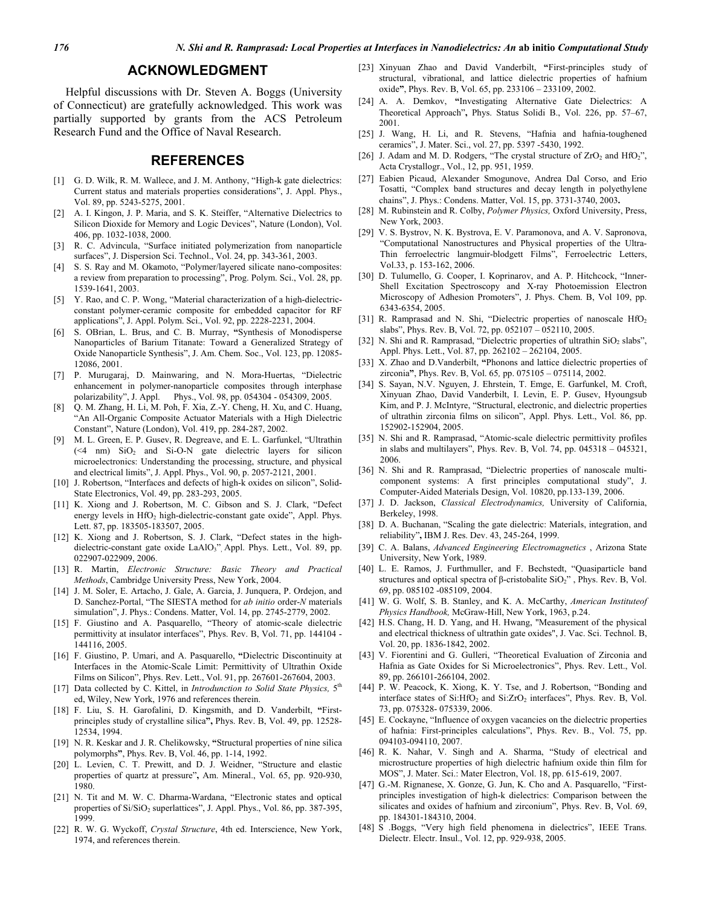## ACKNOWLEDGMENT

Helpful discussions with Dr. Steven A. Boggs (University of Connecticut) are gratefully acknowledged. This work was partially supported by grants from the ACS Petroleum Research Fund and the Office of Naval Research.

## REFERENCES

[1] G. D. Wilk, R. M. Wallece, and J. M. Anthony, "High-k gate dielectrics: Current status and materials properties considerations", J. Appl. Phys., Vol. 89, pp. 5243-5275, 2001.

[2] A. I. Kingon, J. P. Maria, and S. K. Steiffer, "Alternative Dielectrics to Silicon Dioxide for Memory and Logic Devices", Nature (London), Vol. 406, pp. 1032-1038, 2000.

[3] R. C. Advincula, "Surface initiated polymerization from nanoparticle surfaces", J. Dispersion Sci. Technol., Vol. 24, pp. 343-361, 2003.

[4] S. S. Ray and M. Okamoto, "Polymer/layered silicate nano-composites: a review from preparation to processing", Prog. Polym. Sci., Vol. 28, pp. 1539-1641, 2003.

[5] Y. Rao, and C. P. Wong, "Material characterization of a high-dielectric-constant polymer-ceramic composite for embedded capacitor for RF applications", J. Appl. Polym. Sci., Vol. 92, pp. 2228-2231, 2004.

[6] S. OBrian, L. Brus, and C. B. Murray, "Synthesis of Monodisperse Nanoparticles of Barium Titanate: Toward a Generalized Strategy of Oxide Nanoparticle Synthesis", J. Am. Chem. Soc., Vol. 123, pp. 12085-12086, 2001.

[7] P. Murugaraj, D. Mainwaring, and N. Mora-Huertas, "Dielectric enhancement in polymer-nanoparticle composites through interphase polarizability", J. Appl. Phys., Vol. 98, pp. 054304 - 054309, 2005.

[8] Q. M. Zhang, H. Li, M. Poh, F. Xia, Z.-Y. Cheng, H. Xu, and C. Huang, "An All-Organic Composite Actuator Materials with a High Dielectric Constant", Nature (London), Vol. 419, pp. 284-287, 2002.

[9] M. L. Green, E. P. Gusev, R. Degreave, and E. L. Garfunkel, "Ultrathin (<4 nm) $SiO_2$ and Si-O-N gate dielectric layers for silicon microelectronics: Understanding the processing, structure, and physical and electrical limits", J. Appl. Phys., Vol. 90, p. 2057-2121, 2001.

[10] J. Robertson, "Interfaces and defects of high-k oxides on silicon", Solid-State Electronics, Vol. 49, pp. 283-293, 2005.

[11] K. Xiong and J. Robertson, M. C. Gibson and S. J. Clark, "Defect energy levels in $HfO_2$ high-dielectric-constant gate oxide", Appl. Phys. Lett. 87, pp. 183505-183507, 2005.

[12] K. Xiong and J. Robertson, S. J. Clark, "Defect states in the high-dielectric-constant gate oxide $LaAlO_3$", Appl. Phys. Lett., Vol. 89, pp. 022907-022909, 2006.

[13] R. Martin, *Electronic Structure: Basic Theory and Practical Methods*, Cambridge University Press, New York, 2004.

[14] J. M. Soler, E. Artacho, J. Gale, A. Garcia, J. Junquera, P. Ordejon, and D. Sanchez-Portal, "The SIESTA method for *ab initio* order-*N* materials simulation", J. Phys.: Condens. Matter, Vol. 14, pp. 2745-2779, 2002.

[15] F. Giustino and A. Pasquarello, "Theory of atomic-scale dielectric permittivity at insulator interfaces", Phys. Rev. B, Vol. 71, pp. 144104 - 144116, 2005.

[16] F. Giustino, P. Umari, and A. Pasquarello, "Dielectric Discontinuity at Interfaces in the Atomic-Scale Limit: Permittivity of Ultrathin Oxide Films on Silicon", Phys. Rev. Lett., Vol. 91, pp. 267601-267604, 2003.

[17] Data collected by C. Kittel, in *Introdunction to Solid State Physics,* 5th ed, Wiley, New York, 1976 and references therein.

[18] F. Liu, S. H. Garofalini, D. Kingsmith, and D. Vanderbilt, "First-principles study of crystalline silica", Phys. Rev. B, Vol. 49, pp. 12528-12534, 1994.

[19] N. R. Keskar and J. R. Chelikowsky, "Structural properties of nine silica polymorphs", Phys. Rev. B, Vol. 46, pp. 1-14, 1992.

[20] L. Levien, C. T. Prewitt, and D. J. Weidner, "Structure and elastic properties of quartz at pressure", Am. Mineral., Vol. 65, pp. 920-930, 1980.

[21] N. Tit and M. W. C. Dharma-Wardana, "Electronic states and optical properties of $Si/SiO_2$ superlattices", J. Appl. Phys., Vol. 86, pp. 387-395, 1999.

[22] R. W. G. Wyckoff, *Crystal Structure*, 4th ed. Interscience, New York, 1974, and references therein.

[23] Xinyuan Zhao and David Vanderbilt, "First-principles study of structural, vibrational, and lattice dielectric properties of hafnium oxide", Phys. Rev. B, Vol. 65, pp. 233106 – 233109, 2002.

[24] A. A. Demkov, "Investigating Alternative Gate Dielectrics: A Theoretical Approach", Phys. Status Solidi B., Vol. 226, pp. 57–67, 2001.

[25] J. Wang, H. Li, and R. Stevens, "Hafnia and hafnia-toughened ceramics", J. Mater. Sci., vol. 27, pp. 5397 -5430, 1992.

[26] J. Adam and M. D. Rodgers, "The crystal structure of $ZrO_2$ and $HfO_2$", Acta Crystallogr., Vol., 12, pp. 951, 1959.

[27] Eabien Picaud, Alexander Smogunove, Andrea Dal Corso, and Erio Tosatti, "Complex band structures and decay length in polyethylene chains", J. Phys.: Condens. Matter, Vol. 15, pp. 3731-3740, 2003.

[28] M. Rubinstein and R. Colby, *Polymer Physics,* Oxford University, Press, New York, 2003.

[29] V. S. Bystrov, N. K. Bystrova, E. V. Paramonova, and A. V. Sapronova, "Computational Nanostructures and Physical properties of the Ultra-Thin ferroelectric langmuir-blodgett Films", Ferroelectric Letters, Vol.33, p. 153-162, 2006.

[30] D. Tulumello, G. Cooper, I. Koprinarov, and A. P. Hitchcock, "Inner-Shell Excitation Spectroscopy and X-ray Photoemission Electron Microscopy of Adhesion Promoters", J. Phys. Chem. B, Vol 109, pp. 6343-6354, 2005.

[31] R. Ramprasad and N. Shi, "Dielectric properties of nanoscale $HfO_2$ slabs", Phys. Rev. B, Vol. 72, pp. 052107 – 052110, 2005.

[32] N. Shi and R. Ramprasad, "Dielectric properties of ultrathin $SiO_2$ slabs", Appl. Phys. Lett., Vol. 87, pp. 262102 – 262104, 2005.

[33] X. Zhao and D.Vanderbilt, "Phonons and lattice dielectric properties of zirconia", Phys. Rev. B, Vol. 65, pp. 075105 – 075114, 2002.

[34] S. Sayan, N.V. Nguyen, J. Ehrstein, T. Emge, E. Garfunkel, M. Croft, Xinyuan Zhao, David Vanderbilt, I. Levin, E. P. Gusev, Hyoungsub Kim, and P. J. McIntyre, "Structural, electronic, and dielectric properties of ultrathin zirconia films on silicon", Appl. Phys. Lett., Vol. 86, pp. 152902-152904, 2005.

[35] N. Shi and R. Ramprasad, "Atomic-scale dielectric permittivity profiles in slabs and multilayers", Phys. Rev. B, Vol. 74, pp. 045318 – 045321, 2006.

[36] N. Shi and R. Ramprasad, "Dielectric properties of nanoscale multi-component systems: A first principles computational study", J. Computer-Aided Materials Design, Vol. 10820, pp.133-139, 2006.

[37] J. D. Jackson, *Classical Electrodynamics,* University of California, Berkeley, 1998.

[38] D. A. Buchanan, "Scaling the gate dielectric: Materials, integration, and reliability", IBM J. Res. Dev. 43, 245-264, 1999.

[39] C. A. Balans, *Advanced Engineering Electromagnetics* , Arizona State University, New York, 1989.

[40] L. E. Ramos, J. Furthmuller, and F. Bechstedt, "Quasiparticle band structures and optical spectra of β-cristobalite $SiO_2$" , Phys. Rev. B, Vol. 69, pp. 085102 -085109, 2004.

[41] W. G. Wolf, S. B. Stanley, and K. A. McCarthy, *American Instituteof Physics Handbook,* McGraw-Hill, New York, 1963, p.24.

[42] H.S. Chang, H. D. Yang, and H. Hwang, "Measurement of the physical and electrical thickness of ultrathin gate oxides", J. Vac. Sci. Technol. B, Vol. 20, pp. 1836-1842, 2002.

[43] V. Fiorentini and G. Gulleri, "Theoretical Evaluation of Zirconia and Hafnia as Gate Oxides for Si Microelectronics", Phys. Rev. Lett., Vol. 89, pp. 266101-266104, 2002.

[44] P. W. Peacock, K. Xiong, K. Y. Tse, and J. Robertson, "Bonding and interface states of $Si:HfO_2$ and $Si:ZrO_2$ interfaces", Phys. Rev. B, Vol. 73, pp. 075328- 075339, 2006.

[45] E. Cockayne, "Influence of oxygen vacancies on the dielectric properties of hafnia: First-principles calculations", Phys. Rev. B., Vol. 75, pp. 094103-094110, 2007.

[46] R. K. Nahar, V. Singh and A. Sharma, "Study of electrical and microstructure properties of high dielectric hafnium oxide thin film for MOS", J. Mater. Sci.: Mater Electron, Vol. 18, pp. 615-619, 2007.

[47] G.-M. Rignanese, X. Gonze, G. Jun, K. Cho and A. Pasquarello, "First-principles investigation of high-k dielectrics: Comparison between the silicates and oxides of hafnium and zirconium", Phys. Rev. B, Vol. 69, pp. 184301-184310, 2004.

[48] S .Boggs, "Very high field phenomena in dielectrics", IEEE Trans. Dielectr. Electr. Insul., Vol. 12, pp. 929-938, 2005.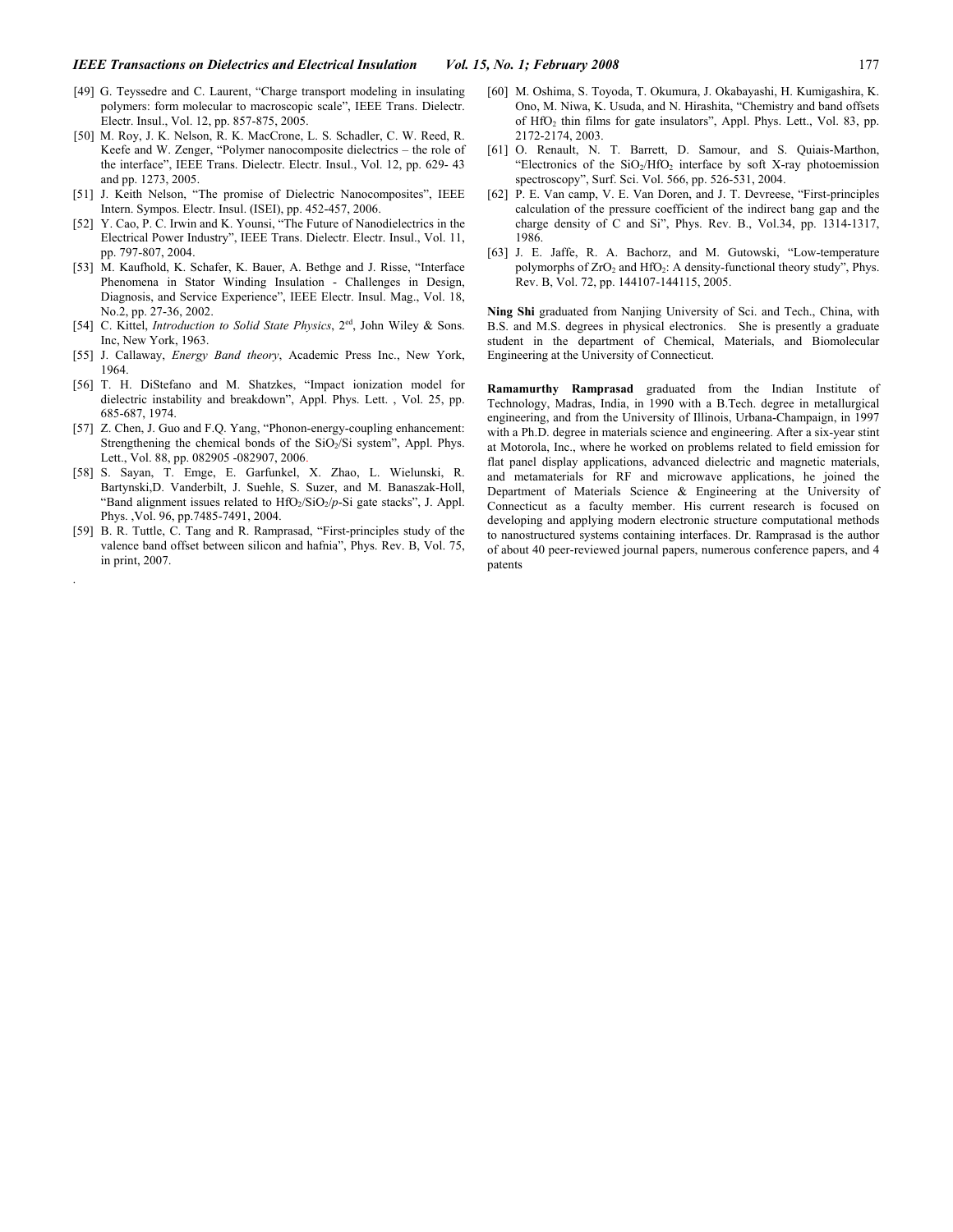[49] G. Teyssedre and C. Laurent, "Charge transport modeling in insulating polymers: form molecular to macroscopic scale", IEEE Trans. Dielectr. Electr. Insul., Vol. 12, pp. 857-875, 2005.

[50] M. Roy, J. K. Nelson, R. K. MacCrone, L. S. Schadler, C. W. Reed, R. Keefe and W. Zenger, "Polymer nanocomposite dielectrics – the role of the interface", IEEE Trans. Dielectr. Electr. Insul., Vol. 12, pp. 629- 43 and pp. 1273, 2005.

[51] J. Keith Nelson, "The promise of Dielectric Nanocomposites", IEEE Intern. Sympos. Electr. Insul. (ISEI), pp. 452-457, 2006.

[52] Y. Cao, P. C. Irwin and K. Younsi, "The Future of Nanodielectrics in the Electrical Power Industry", IEEE Trans. Dielectr. Electr. Insul., Vol. 11, pp. 797-807, 2004.

[53] M. Kaufhold, K. Schafer, K. Bauer, A. Bethge and J. Risse, "Interface Phenomena in Stator Winding Insulation - Challenges in Design, Diagnosis, and Service Experience", IEEE Electr. Insul. Mag., Vol. 18, No.2, pp. 27-36, 2002.

[54] C. Kittel, *Introduction to Solid State Physics*, 2[ed], John Wiley & Sons. Inc, New York, 1963.

[55] J. Callaway, *Energy Band theory*, Academic Press Inc., New York, 1964.

[56] T. H. DiStefano and M. Shatzkes, "Impact ionization model for dielectric instability and breakdown", Appl. Phys. Lett. , Vol. 25, pp. 685-687, 1974.

[57] Z. Chen, J. Guo and F.Q. Yang, "Phonon-energy-coupling enhancement: Strengthening the chemical bonds of the $SiO_2$/Si system", Appl. Phys. Lett., Vol. 88, pp. 082905 -082907, 2006.

[58] S. Sayan, T. Emge, E. Garfunkel, X. Zhao, L. Wielunski, R. Bartynski,D. Vanderbilt, J. Suehle, S. Suzer, and M. Banaszak-Holl, "Band alignment issues related to $HfO_2$/$SiO_2$/*p*-Si gate stacks", J. Appl. Phys. ,Vol. 96, pp.7485-7491, 2004.

[59] B. R. Tuttle, C. Tang and R. Ramprasad, "First-principles study of the valence band offset between silicon and hafnia", Phys. Rev. B, Vol. 75, in print, 2007.

[60] M. Oshima, S. Toyoda, T. Okumura, J. Okabayashi, H. Kumigashira, K. Ono, M. Niwa, K. Usuda, and N. Hirashita, "Chemistry and band offsets of $HfO_2$ thin films for gate insulators", Appl. Phys. Lett., Vol. 83, pp. 2172-2174, 2003.

[61] O. Renault, N. T. Barrett, D. Samour, and S. Quiais-Marthon, "Electronics of the $SiO_2$/$HfO_2$ interface by soft X-ray photoemission spectroscopy", Surf. Sci. Vol. 566, pp. 526-531, 2004.

[62] P. E. Van camp, V. E. Van Doren, and J. T. Devreese, "First-principles calculation of the pressure coefficient of the indirect bang gap and the charge density of C and Si", Phys. Rev. B., Vol.34, pp. 1314-1317, 1986.

[63] J. E. Jaffe, R. A. Bachorz, and M. Gutowski, "Low-temperature polymorphs of $ZrO_2$ and $HfO_2$: A density-functional theory study", Phys. Rev. B, Vol. 72, pp. 144107-144115, 2005.

**Ning Shi** graduated from Nanjing University of Sci. and Tech., China, with B.S. and M.S. degrees in physical electronics. She is presently a graduate student in the department of Chemical, Materials, and Biomolecular Engineering at the University of Connecticut.

**Ramamurthy Ramprasad** graduated from the Indian Institute of Technology, Madras, India, in 1990 with a B.Tech. degree in metallurgical engineering, and from the University of Illinois, Urbana-Champaign, in 1997 with a Ph.D. degree in materials science and engineering. After a six-year stint at Motorola, Inc., where he worked on problems related to field emission for flat panel display applications, advanced dielectric and magnetic materials, and metamaterials for RF and microwave applications, he joined the Department of Materials Science & Engineering at the University of Connecticut as a faculty member. His current research is focused on developing and applying modern electronic structure computational methods to nanostructured systems containing interfaces. Dr. Ramprasad is the author of about 40 peer-reviewed journal papers, numerous conference papers, and 4 patents